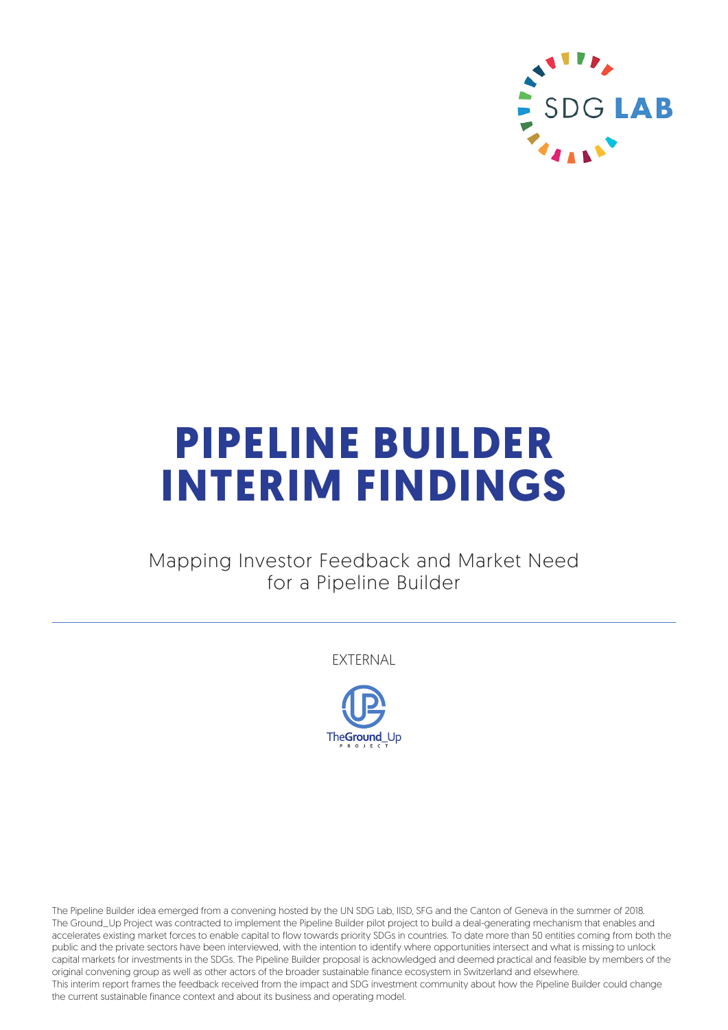# PIPELINE BUILDER INTERIM FINDINGS

Mapping Investor Feedback and Market Need for a Pipeline Builder

EXTERNAL

The Pipeline Builder idea emerged from a convening hosted by the UN SDG Lab, IISD, SFG and the Canton of Geneva in the summer of 2018. The Ground_Up Project was contracted to implement the Pipeline Builder pilot project to build a deal-generating mechanism that enables and accelerates existing market forces to enable capital to flow towards priority SDGs in countries. To date more than 50 entities coming from both the public and the private sectors have been interviewed, with the intention to identify where opportunities intersect and what is missing to unlock capital markets for investments in the SDGs. The Pipeline Builder proposal is acknowledged and deemed practical and feasible by members of the original convening group as well as other actors of the broader sustainable finance ecosystem in Switzerland and elsewhere.
This interim report frames the feedback received from the impact and SDG investment community about how the Pipeline Builder could change the current sustainable finance context and about its business and operating model.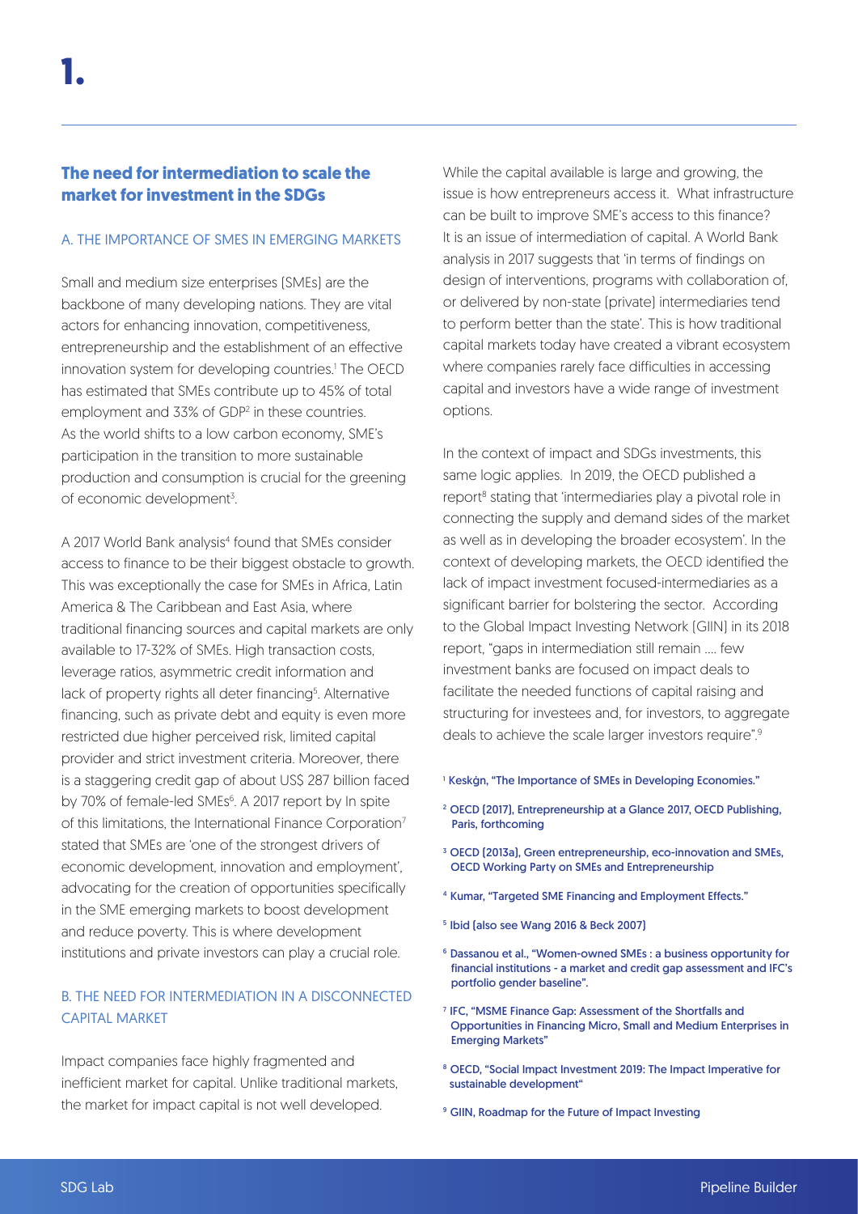# 1.

## The need for intermediation to scale the market for investment in the SDGs

### A. THE IMPORTANCE OF SMES IN EMERGING MARKETS

Small and medium size enterprises (SMEs) are the backbone of many developing nations. They are vital actors for enhancing innovation, competitiveness, entrepreneurship and the establishment of an effective innovation system for developing countries.[1] The OECD has estimated that SMEs contribute up to 45% of total employment and 33% of GDP[2] in these countries. As the world shifts to a low carbon economy, SME's participation in the transition to more sustainable production and consumption is crucial for the greening of economic development[3].

A 2017 World Bank analysis[4] found that SMEs consider access to finance to be their biggest obstacle to growth. This was exceptionally the case for SMEs in Africa, Latin America & The Caribbean and East Asia, where traditional financing sources and capital markets are only available to 17-32% of SMEs. High transaction costs, leverage ratios, asymmetric credit information and lack of property rights all deter financing[5]. Alternative financing, such as private debt and equity is even more restricted due higher perceived risk, limited capital provider and strict investment criteria. Moreover, there is a staggering credit gap of about US$ 287 billion faced by 70% of female-led SMEs[6]. A 2017 report by In spite of this limitations, the International Finance Corporation[7] stated that SMEs are 'one of the strongest drivers of economic development, innovation and employment', advocating for the creation of opportunities specifically in the SME emerging markets to boost development and reduce poverty. This is where development institutions and private investors can play a crucial role.

### B. THE NEED FOR INTERMEDIATION IN A DISCONNECTED CAPITAL MARKET

Impact companies face highly fragmented and inefficient market for capital. Unlike traditional markets, the market for impact capital is not well developed.

While the capital available is large and growing, the issue is how entrepreneurs access it. What infrastructure can be built to improve SME's access to this finance? It is an issue of intermediation of capital. A World Bank analysis in 2017 suggests that 'in terms of findings on design of interventions, programs with collaboration of, or delivered by non-state (private) intermediaries tend to perform better than the state'. This is how traditional capital markets today have created a vibrant ecosystem where companies rarely face difficulties in accessing capital and investors have a wide range of investment options.

In the context of impact and SDGs investments, this same logic applies. In 2019, the OECD published a report[8] stating that 'intermediaries play a pivotal role in connecting the supply and demand sides of the market as well as in developing the broader ecosystem'. In the context of developing markets, the OECD identified the lack of impact investment focused-intermediaries as a significant barrier for bolstering the sector. According to the Global Impact Investing Network (GIIN) in its 2018 report, "gaps in intermediation still remain .... few investment banks are focused on impact deals to facilitate the needed functions of capital raising and structuring for investees and, for investors, to aggregate deals to achieve the scale larger investors require".[9]

[1] Keskġn, "The Importance of SMEs in Developing Economies."

[2] OECD (2017), Entrepreneurship at a Glance 2017, OECD Publishing, Paris, forthcoming

[3] OECD (2013a), Green entrepreneurship, eco-innovation and SMEs, OECD Working Party on SMEs and Entrepreneurship

[4] Kumar, "Targeted SME Financing and Employment Effects."

[5] Ibid (also see Wang 2016 & Beck 2007)

[6] Dassanou et al., "Women-owned SMEs : a business opportunity for financial institutions - a market and credit gap assessment and IFC's portfolio gender baseline".

[7] IFC, "MSME Finance Gap: Assessment of the Shortfalls and Opportunities in Financing Micro, Small and Medium Enterprises in Emerging Markets"

[8] OECD, "Social Impact Investment 2019: The Impact Imperative for sustainable development"

[9] GIIN, Roadmap for the Future of Impact Investing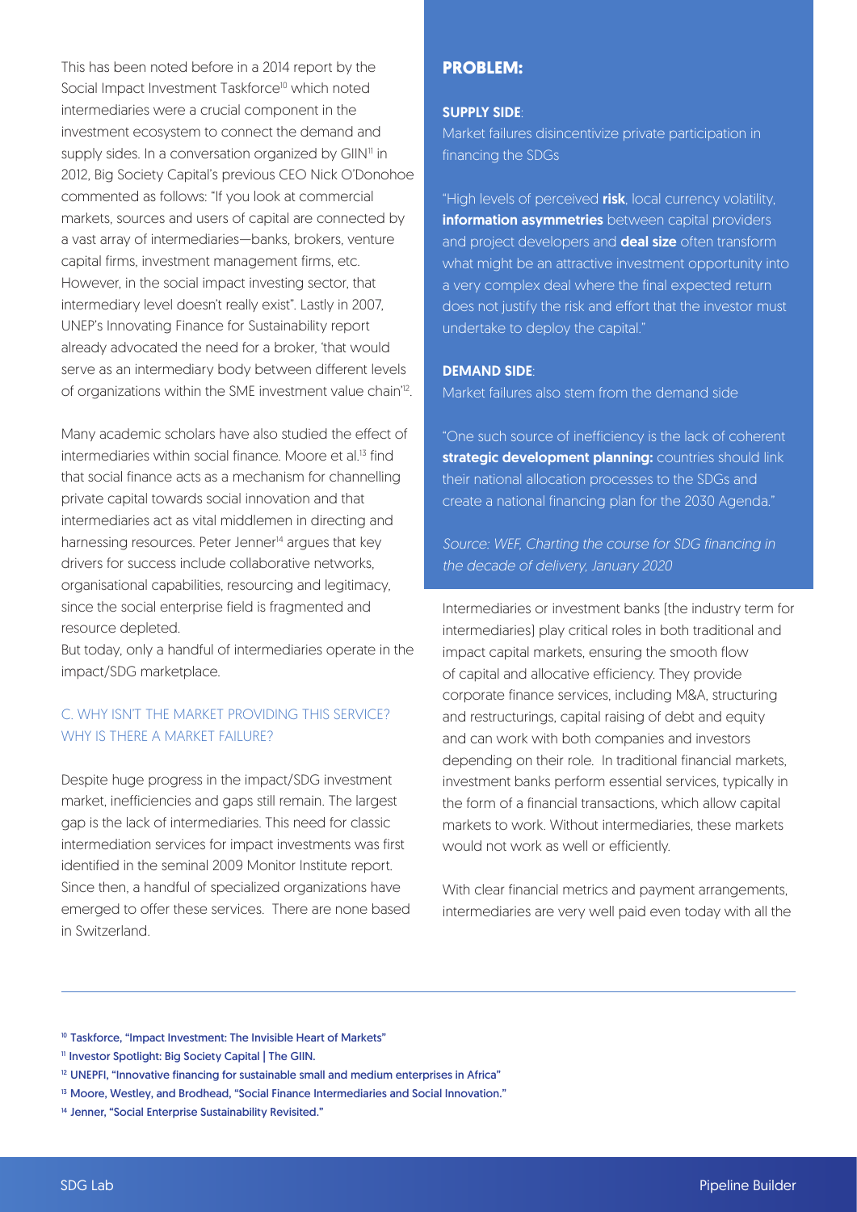This has been noted before in a 2014 report by the Social Impact Investment Taskforce[10] which noted intermediaries were a crucial component in the investment ecosystem to connect the demand and supply sides. In a conversation organized by GIIN[11] in 2012, Big Society Capital's previous CEO Nick O'Donohoe commented as follows: "If you look at commercial markets, sources and users of capital are connected by a vast array of intermediaries—banks, brokers, venture capital firms, investment management firms, etc. However, in the social impact investing sector, that intermediary level doesn't really exist". Lastly in 2007, UNEP's Innovating Finance for Sustainability report already advocated the need for a broker, 'that would serve as an intermediary body between different levels of organizations within the SME investment value chain'[12].

Many academic scholars have also studied the effect of intermediaries within social finance. Moore et al.[13] find that social finance acts as a mechanism for channelling private capital towards social innovation and that intermediaries act as vital middlemen in directing and harnessing resources. Peter Jenner[14] argues that key drivers for success include collaborative networks, organisational capabilities, resourcing and legitimacy, since the social enterprise field is fragmented and resource depleted.

But today, only a handful of intermediaries operate in the impact/SDG marketplace.

### C. WHY ISN'T THE MARKET PROVIDING THIS SERVICE? WHY IS THERE A MARKET FAILURE?

Despite huge progress in the impact/SDG investment market, inefficiencies and gaps still remain. The largest gap is the lack of intermediaries. This need for classic intermediation services for impact investments was first identified in the seminal 2009 Monitor Institute report. Since then, a handful of specialized organizations have emerged to offer these services. There are none based in Switzerland.

> **PROBLEM:**
>
> **SUPPLY SIDE**:
>
> Market failures disincentivize private participation in financing the SDGs
>
> "High levels of perceived **risk**, local currency volatility, **information asymmetries** between capital providers and project developers and **deal size** often transform what might be an attractive investment opportunity into a very complex deal where the final expected return does not justify the risk and effort that the investor must undertake to deploy the capital."
>
> **DEMAND SIDE**:
>
> Market failures also stem from the demand side
>
> "One such source of inefficiency is the lack of coherent **strategic development planning:** countries should link their national allocation processes to the SDGs and create a national financing plan for the 2030 Agenda."
>
> *Source: WEF, Charting the course for SDG financing in the decade of delivery, January 2020*

Intermediaries or investment banks (the industry term for intermediaries) play critical roles in both traditional and impact capital markets, ensuring the smooth flow of capital and allocative efficiency. They provide corporate finance services, including M&A, structuring and restructurings, capital raising of debt and equity and can work with both companies and investors depending on their role. In traditional financial markets, investment banks perform essential services, typically in the form of a financial transactions, which allow capital markets to work. Without intermediaries, these markets would not work as well or efficiently.

With clear financial metrics and payment arrangements, intermediaries are very well paid even today with all the

---

[10] Taskforce, "Impact Investment: The Invisible Heart of Markets"

[11] Investor Spotlight: Big Society Capital | The GIIN.

[12] UNEPFI, "Innovative financing for sustainable small and medium enterprises in Africa"

[13] Moore, Westley, and Brodhead, "Social Finance Intermediaries and Social Innovation."

[14] Jenner, "Social Enterprise Sustainability Revisited."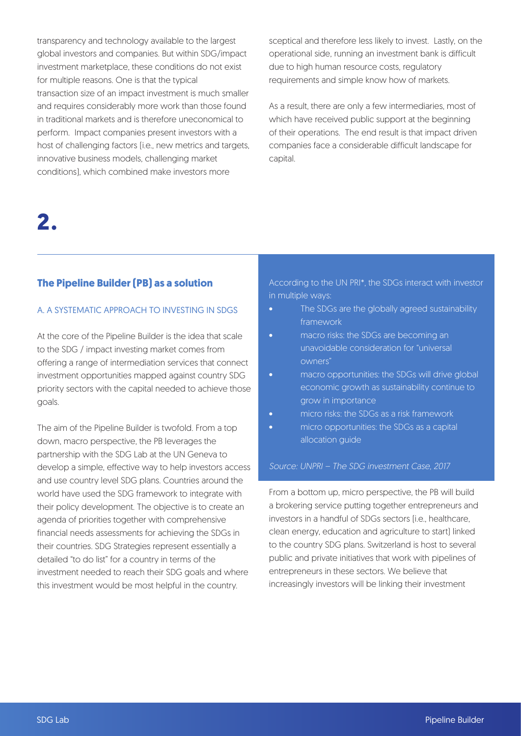transparency and technology available to the largest global investors and companies. But within SDG/impact investment marketplace, these conditions do not exist for multiple reasons. One is that the typical transaction size of an impact investment is much smaller and requires considerably more work than those found in traditional markets and is therefore uneconomical to perform. Impact companies present investors with a host of challenging factors (i.e., new metrics and targets, innovative business models, challenging market conditions), which combined make investors more sceptical and therefore less likely to invest. Lastly, on the operational side, running an investment bank is difficult due to high human resource costs, regulatory requirements and simple know how of markets.

As a result, there are only a few intermediaries, most of which have received public support at the beginning of their operations. The end result is that impact driven companies face a considerable difficult landscape for capital.

# 2.

## The Pipeline Builder (PB) as a solution

### A. A SYSTEMATIC APPROACH TO INVESTING IN SDGS

At the core of the Pipeline Builder is the idea that scale to the SDG / impact investing market comes from offering a range of intermediation services that connect investment opportunities mapped against country SDG priority sectors with the capital needed to achieve those goals.

The aim of the Pipeline Builder is twofold. From a top down, macro perspective, the PB leverages the partnership with the SDG Lab at the UN Geneva to develop a simple, effective way to help investors access and use country level SDG plans. Countries around the world have used the SDG framework to integrate with their policy development. The objective is to create an agenda of priorities together with comprehensive financial needs assessments for achieving the SDGs in their countries. SDG Strategies represent essentially a detailed "to do list" for a country in terms of the investment needed to reach their SDG goals and where this investment would be most helpful in the country.

According to the UN PRI*, the SDGs interact with investor in multiple ways:

- The SDGs are the globally agreed sustainability framework
- macro risks: the SDGs are becoming an unavoidable consideration for "universal owners"
- macro opportunities: the SDGs will drive global economic growth as sustainability continue to grow in importance
- micro risks: the SDGs as a risk framework
- micro opportunities: the SDGs as a capital allocation guide

*Source: UNPRI – The SDG investment Case, 2017*

From a bottom up, micro perspective, the PB will build a brokering service putting together entrepreneurs and investors in a handful of SDGs sectors (i.e., healthcare, clean energy, education and agriculture to start) linked to the country SDG plans. Switzerland is host to several public and private initiatives that work with pipelines of entrepreneurs in these sectors. We believe that increasingly investors will be linking their investment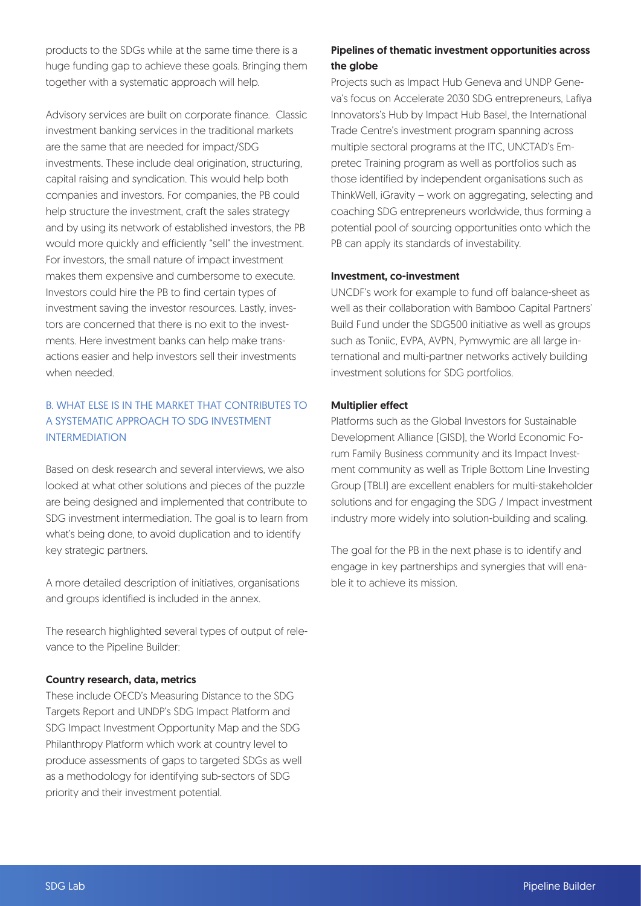products to the SDGs while at the same time there is a huge funding gap to achieve these goals. Bringing them together with a systematic approach will help.

Advisory services are built on corporate finance. Classic investment banking services in the traditional markets are the same that are needed for impact/SDG investments. These include deal origination, structuring, capital raising and syndication. This would help both companies and investors. For companies, the PB could help structure the investment, craft the sales strategy and by using its network of established investors, the PB would more quickly and efficiently "sell" the investment. For investors, the small nature of impact investment makes them expensive and cumbersome to execute. Investors could hire the PB to find certain types of investment saving the investor resources. Lastly, investors are concerned that there is no exit to the investments. Here investment banks can help make transactions easier and help investors sell their investments when needed.

## B. WHAT ELSE IS IN THE MARKET THAT CONTRIBUTES TO A SYSTEMATIC APPROACH TO SDG INVESTMENT INTERMEDIATION

Based on desk research and several interviews, we also looked at what other solutions and pieces of the puzzle are being designed and implemented that contribute to SDG investment intermediation. The goal is to learn from what's being done, to avoid duplication and to identify key strategic partners.

A more detailed description of initiatives, organisations and groups identified is included in the annex.

The research highlighted several types of output of relevance to the Pipeline Builder:

**Country research, data, metrics**

These include OECD's Measuring Distance to the SDG Targets Report and UNDP's SDG Impact Platform and SDG Impact Investment Opportunity Map and the SDG Philanthropy Platform which work at country level to produce assessments of gaps to targeted SDGs as well as a methodology for identifying sub-sectors of SDG priority and their investment potential.

**Pipelines of thematic investment opportunities across the globe**

Projects such as Impact Hub Geneva and UNDP Geneva's focus on Accelerate 2030 SDG entrepreneurs, Lafiya Innovators's Hub by Impact Hub Basel, the International Trade Centre's investment program spanning across multiple sectoral programs at the ITC, UNCTAD's Empretec Training program as well as portfolios such as those identified by independent organisations such as ThinkWell, iGravity – work on aggregating, selecting and coaching SDG entrepreneurs worldwide, thus forming a potential pool of sourcing opportunities onto which the PB can apply its standards of investability.

**Investment, co-investment**

UNCDF's work for example to fund off balance-sheet as well as their collaboration with Bamboo Capital Partners' Build Fund under the SDG500 initiative as well as groups such as Toniic, EVPA, AVPN, Pymwymic are all large international and multi-partner networks actively building investment solutions for SDG portfolios.

**Multiplier effect**

Platforms such as the Global Investors for Sustainable Development Alliance (GISD), the World Economic Forum Family Business community and its Impact Investment community as well as Triple Bottom Line Investing Group (TBLI) are excellent enablers for multi-stakeholder solutions and for engaging the SDG / Impact investment industry more widely into solution-building and scaling.

The goal for the PB in the next phase is to identify and engage in key partnerships and synergies that will enable it to achieve its mission.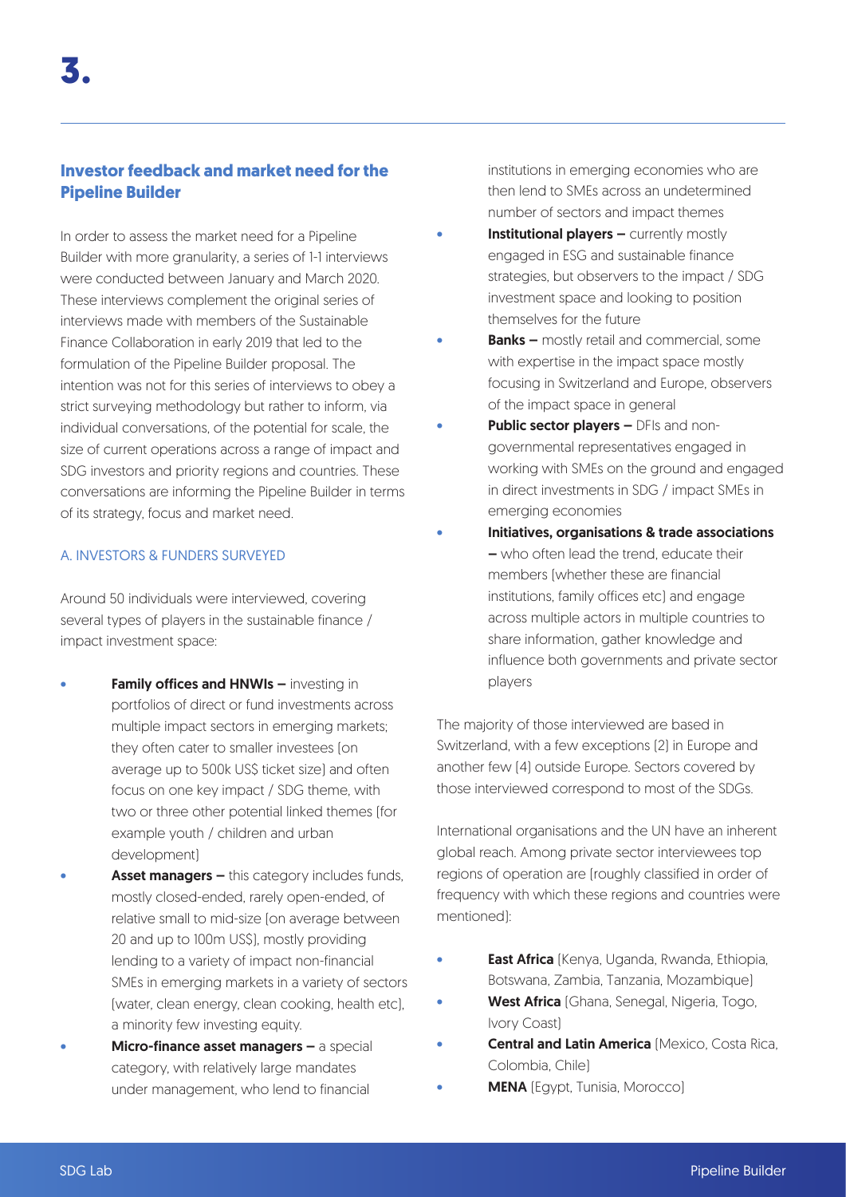# 3.

## Investor feedback and market need for the Pipeline Builder

In order to assess the market need for a Pipeline Builder with more granularity, a series of 1-1 interviews were conducted between January and March 2020. These interviews complement the original series of interviews made with members of the Sustainable Finance Collaboration in early 2019 that led to the formulation of the Pipeline Builder proposal. The intention was not for this series of interviews to obey a strict surveying methodology but rather to inform, via individual conversations, of the potential for scale, the size of current operations across a range of impact and SDG investors and priority regions and countries. These conversations are informing the Pipeline Builder in terms of its strategy, focus and market need.

### A. INVESTORS & FUNDERS SURVEYED

Around 50 individuals were interviewed, covering several types of players in the sustainable finance / impact investment space:

- **Family offices and HNWIs –** investing in portfolios of direct or fund investments across multiple impact sectors in emerging markets; they often cater to smaller investees (on average up to 500k US$ ticket size) and often focus on one key impact / SDG theme, with two or three other potential linked themes (for example youth / children and urban development)
- **Asset managers –** this category includes funds, mostly closed-ended, rarely open-ended, of relative small to mid-size (on average between 20 and up to 100m US$), mostly providing lending to a variety of impact non-financial SMEs in emerging markets in a variety of sectors (water, clean energy, clean cooking, health etc), a minority few investing equity.
- **Micro-finance asset managers –** a special category, with relatively large mandates under management, who lend to financial institutions in emerging economies who are then lend to SMEs across an undetermined number of sectors and impact themes
- **Institutional players –** currently mostly engaged in ESG and sustainable finance strategies, but observers to the impact / SDG investment space and looking to position themselves for the future
- **Banks –** mostly retail and commercial, some with expertise in the impact space mostly focusing in Switzerland and Europe, observers of the impact space in general
- **Public sector players –** DFIs and non-governmental representatives engaged in working with SMEs on the ground and engaged in direct investments in SDG / impact SMEs in emerging economies
- **Initiatives, organisations & trade associations –** who often lead the trend, educate their members (whether these are financial institutions, family offices etc) and engage across multiple actors in multiple countries to share information, gather knowledge and influence both governments and private sector players

The majority of those interviewed are based in Switzerland, with a few exceptions (2) in Europe and another few (4) outside Europe. Sectors covered by those interviewed correspond to most of the SDGs.

International organisations and the UN have an inherent global reach. Among private sector interviewees top regions of operation are (roughly classified in order of frequency with which these regions and countries were mentioned):

- **East Africa** (Kenya, Uganda, Rwanda, Ethiopia, Botswana, Zambia, Tanzania, Mozambique)
- **West Africa** (Ghana, Senegal, Nigeria, Togo, Ivory Coast)
- **Central and Latin America** (Mexico, Costa Rica, Colombia, Chile)
- **MENA** (Egypt, Tunisia, Morocco)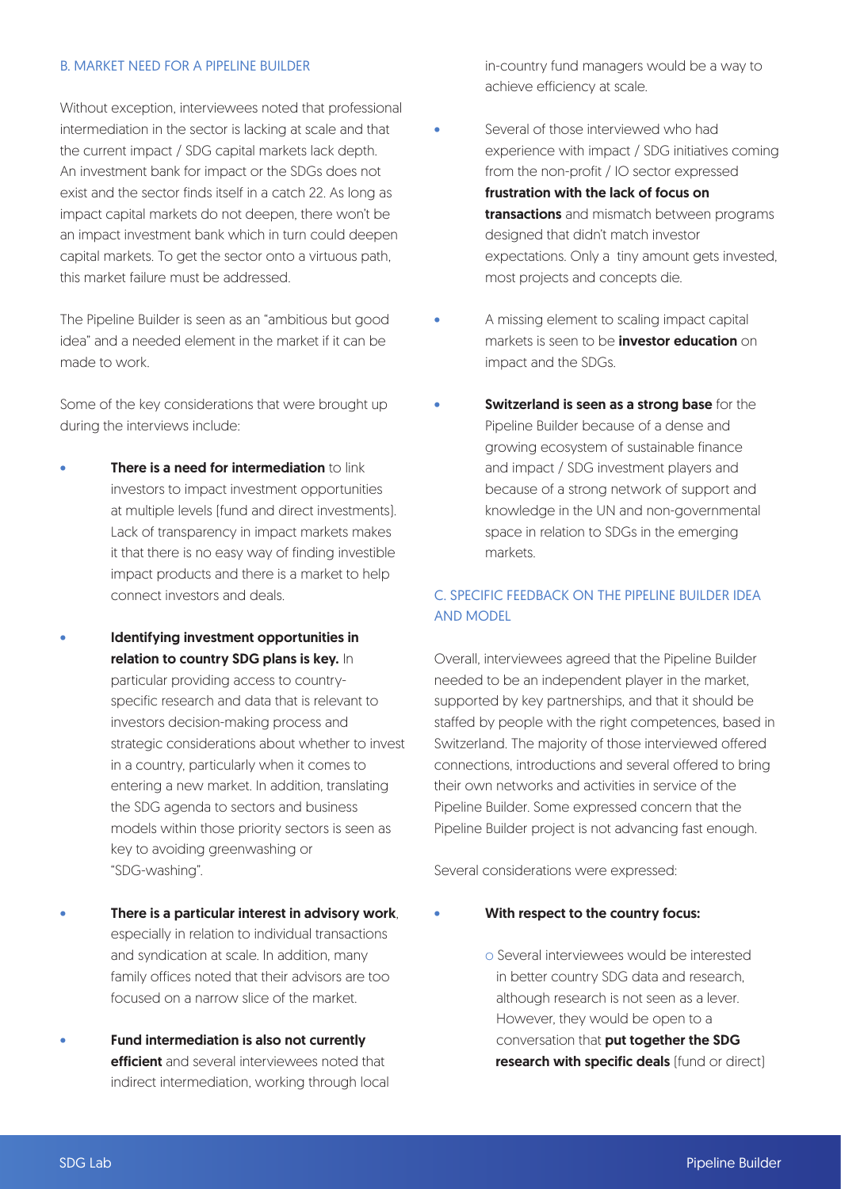## B. MARKET NEED FOR A PIPELINE BUILDER

Without exception, interviewees noted that professional intermediation in the sector is lacking at scale and that the current impact / SDG capital markets lack depth. An investment bank for impact or the SDGs does not exist and the sector finds itself in a catch 22. As long as impact capital markets do not deepen, there won't be an impact investment bank which in turn could deepen capital markets. To get the sector onto a virtuous path, this market failure must be addressed.

The Pipeline Builder is seen as an "ambitious but good idea" and a needed element in the market if it can be made to work.

Some of the key considerations that were brought up during the interviews include:

- **There is a need for intermediation** to link investors to impact investment opportunities at multiple levels (fund and direct investments). Lack of transparency in impact markets makes it that there is no easy way of finding investible impact products and there is a market to help connect investors and deals.
- **Identifying investment opportunities in relation to country SDG plans is key.** In particular providing access to country-specific research and data that is relevant to investors decision-making process and strategic considerations about whether to invest in a country, particularly when it comes to entering a new market. In addition, translating the SDG agenda to sectors and business models within those priority sectors is seen as key to avoiding greenwashing or "SDG-washing".
- **There is a particular interest in advisory work**, especially in relation to individual transactions and syndication at scale. In addition, many family offices noted that their advisors are too focused on a narrow slice of the market.
- **Fund intermediation is also not currently efficient** and several interviewees noted that indirect intermediation, working through local in-country fund managers would be a way to achieve efficiency at scale.
- Several of those interviewed who had experience with impact / SDG initiatives coming from the non-profit / IO sector expressed **frustration with the lack of focus on transactions** and mismatch between programs designed that didn't match investor expectations. Only a tiny amount gets invested, most projects and concepts die.
- A missing element to scaling impact capital markets is seen to be **investor education** on impact and the SDGs.
- **Switzerland is seen as a strong base** for the Pipeline Builder because of a dense and growing ecosystem of sustainable finance and impact / SDG investment players and because of a strong network of support and knowledge in the UN and non-governmental space in relation to SDGs in the emerging markets.

## C. SPECIFIC FEEDBACK ON THE PIPELINE BUILDER IDEA AND MODEL

Overall, interviewees agreed that the Pipeline Builder needed to be an independent player in the market, supported by key partnerships, and that it should be staffed by people with the right competences, based in Switzerland. The majority of those interviewed offered connections, introductions and several offered to bring their own networks and activities in service of the Pipeline Builder. Some expressed concern that the Pipeline Builder project is not advancing fast enough.

Several considerations were expressed:

- **With respect to the country focus:**
  - Several interviewees would be interested in better country SDG data and research, although research is not seen as a lever. However, they would be open to a conversation that **put together the SDG research with specific deals** (fund or direct)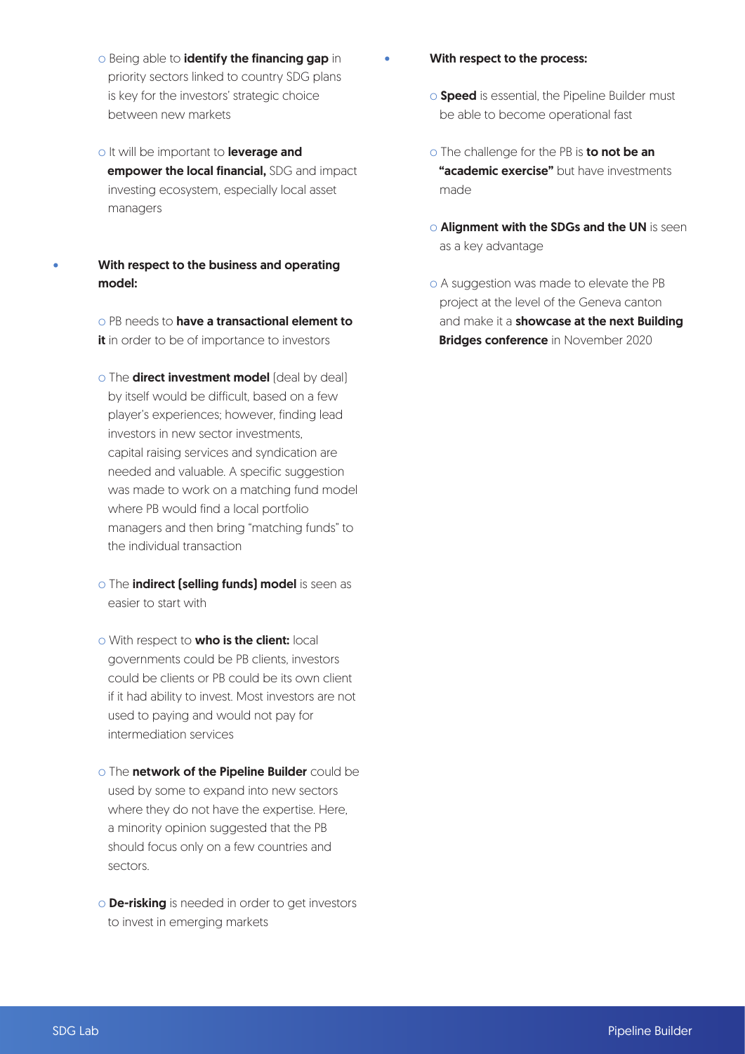- Being able to **identify the financing gap** in priority sectors linked to country SDG plans is key for the investors' strategic choice between new markets
- It will be important to **leverage and empower the local financial,** SDG and impact investing ecosystem, especially local asset managers

- **With respect to the business and operating model:**
  - PB needs to **have a transactional element to it** in order to be of importance to investors
  - The **direct investment model** (deal by deal) by itself would be difficult, based on a few player's experiences; however, finding lead investors in new sector investments, capital raising services and syndication are needed and valuable. A specific suggestion was made to work on a matching fund model where PB would find a local portfolio managers and then bring "matching funds" to the individual transaction
  - The **indirect (selling funds) model** is seen as easier to start with
  - With respect to **who is the client:** local governments could be PB clients, investors could be clients or PB could be its own client if it had ability to invest. Most investors are not used to paying and would not pay for intermediation services
  - The **network of the Pipeline Builder** could be used by some to expand into new sectors where they do not have the expertise. Here, a minority opinion suggested that the PB should focus only on a few countries and sectors.
  - **De-risking** is needed in order to get investors to invest in emerging markets

- **With respect to the process:**
  - **Speed** is essential, the Pipeline Builder must be able to become operational fast
  - The challenge for the PB is **to not be an "academic exercise"** but have investments made
  - **Alignment with the SDGs and the UN** is seen as a key advantage
  - A suggestion was made to elevate the PB project at the level of the Geneva canton and make it a **showcase at the next Building Bridges conference** in November 2020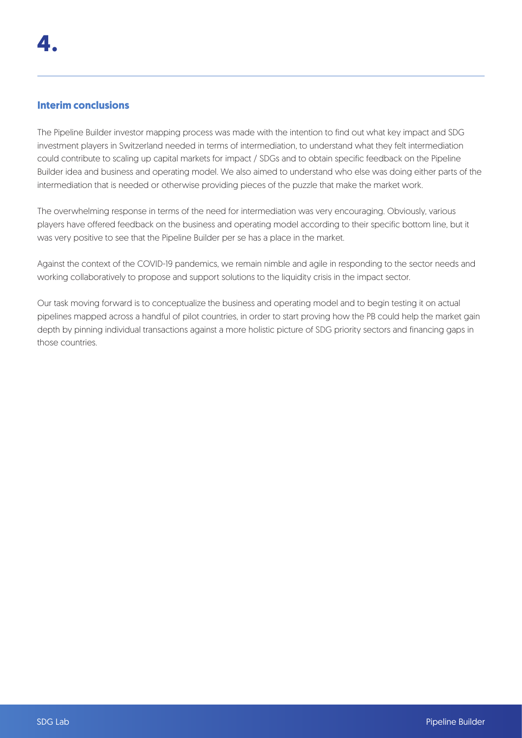# 4.

## Interim conclusions

The Pipeline Builder investor mapping process was made with the intention to find out what key impact and SDG investment players in Switzerland needed in terms of intermediation, to understand what they felt intermediation could contribute to scaling up capital markets for impact / SDGs and to obtain specific feedback on the Pipeline Builder idea and business and operating model. We also aimed to understand who else was doing either parts of the intermediation that is needed or otherwise providing pieces of the puzzle that make the market work.

The overwhelming response in terms of the need for intermediation was very encouraging. Obviously, various players have offered feedback on the business and operating model according to their specific bottom line, but it was very positive to see that the Pipeline Builder per se has a place in the market.

Against the context of the COVID-19 pandemics, we remain nimble and agile in responding to the sector needs and working collaboratively to propose and support solutions to the liquidity crisis in the impact sector.

Our task moving forward is to conceptualize the business and operating model and to begin testing it on actual pipelines mapped across a handful of pilot countries, in order to start proving how the PB could help the market gain depth by pinning individual transactions against a more holistic picture of SDG priority sectors and financing gaps in those countries.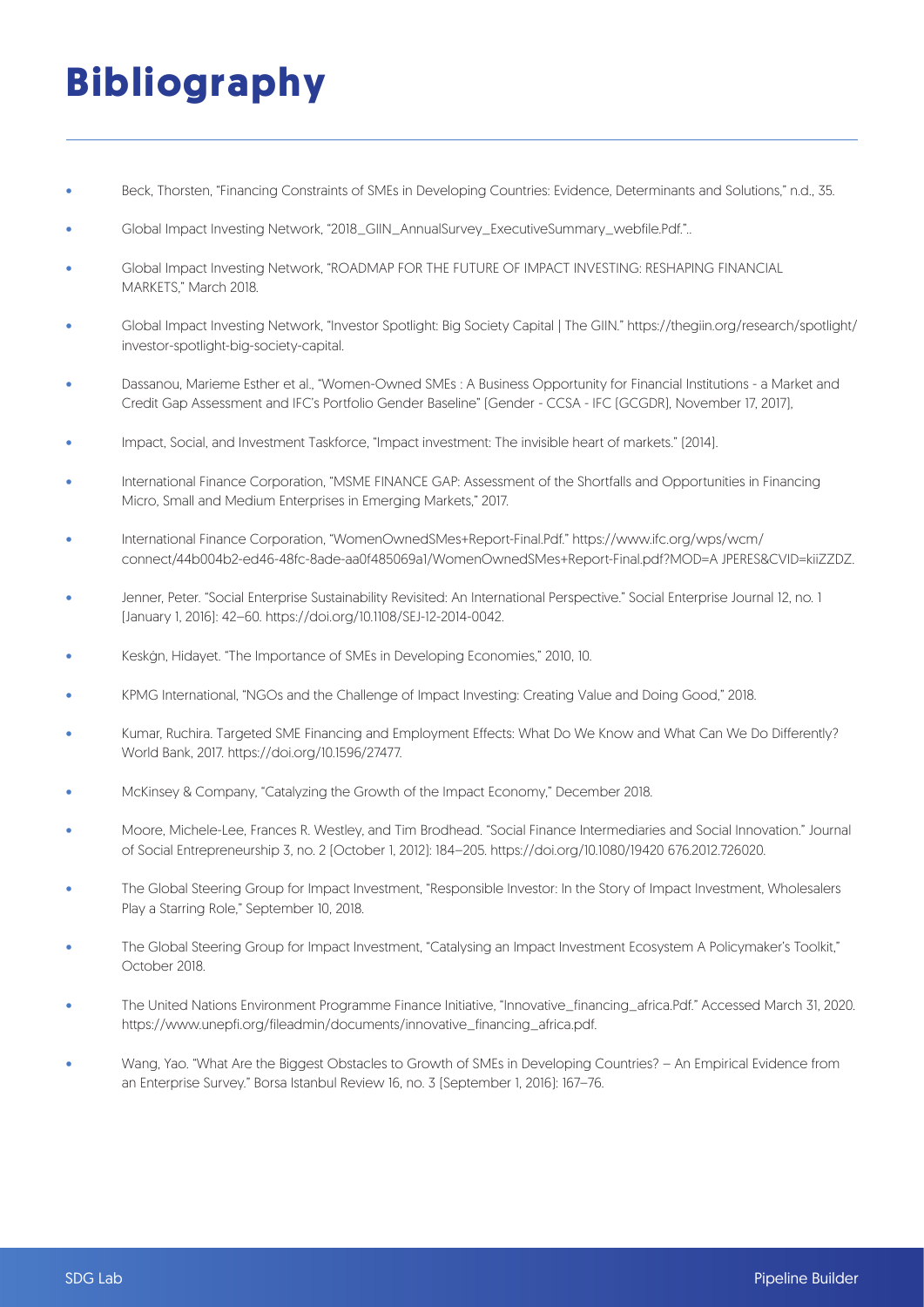# Bibliography

- Beck, Thorsten, "Financing Constraints of SMEs in Developing Countries: Evidence, Determinants and Solutions," n.d., 35.
- Global Impact Investing Network, "2018_GIIN_AnnualSurvey_ExecutiveSummary_webfile.Pdf."..
- Global Impact Investing Network, "ROADMAP FOR THE FUTURE OF IMPACT INVESTING: RESHAPING FINANCIAL MARKETS," March 2018.
- Global Impact Investing Network, "Investor Spotlight: Big Society Capital | The GIIN." https://thegiin.org/research/spotlight/investor-spotlight-big-society-capital.
- Dassanou, Marieme Esther et al., "Women-Owned SMEs : A Business Opportunity for Financial Institutions - a Market and Credit Gap Assessment and IFC's Portfolio Gender Baseline" (Gender - CCSA - IFC (GCGDR), November 17, 2017),
- Impact, Social, and Investment Taskforce, "Impact investment: The invisible heart of markets." (2014).
- International Finance Corporation, "MSME FINANCE GAP: Assessment of the Shortfalls and Opportunities in Financing Micro, Small and Medium Enterprises in Emerging Markets," 2017.
- International Finance Corporation, "WomenOwnedSMes+Report-Final.Pdf." https://www.ifc.org/wps/wcm/connect/44b004b2-ed46-48fc-8ade-aa0f485069a1/WomenOwnedSMes+Report-Final.pdf?MOD=A JPERES&CVID=kiiZZDZ.
- Jenner, Peter. "Social Enterprise Sustainability Revisited: An International Perspective." Social Enterprise Journal 12, no. 1 (January 1, 2016): 42–60. https://doi.org/10.1108/SEJ-12-2014-0042.
- Keskġn, Hidayet. "The Importance of SMEs in Developing Economies," 2010, 10.
- KPMG International, "NGOs and the Challenge of Impact Investing: Creating Value and Doing Good," 2018.
- Kumar, Ruchira. Targeted SME Financing and Employment Effects: What Do We Know and What Can We Do Differently? World Bank, 2017. https://doi.org/10.1596/27477.
- McKinsey & Company, "Catalyzing the Growth of the Impact Economy," December 2018.
- Moore, Michele-Lee, Frances R. Westley, and Tim Brodhead. "Social Finance Intermediaries and Social Innovation." Journal of Social Entrepreneurship 3, no. 2 (October 1, 2012): 184–205. https://doi.org/10.1080/19420 676.2012.726020.
- The Global Steering Group for Impact Investment, "Responsible Investor: In the Story of Impact Investment, Wholesalers Play a Starring Role," September 10, 2018.
- The Global Steering Group for Impact Investment, "Catalysing an Impact Investment Ecosystem A Policymaker's Toolkit," October 2018.
- The United Nations Environment Programme Finance Initiative, "Innovative_financing_africa.Pdf." Accessed March 31, 2020. https://www.unepfi.org/fileadmin/documents/innovative_financing_africa.pdf.
- Wang, Yao. "What Are the Biggest Obstacles to Growth of SMEs in Developing Countries? – An Empirical Evidence from an Enterprise Survey." Borsa Istanbul Review 16, no. 3 (September 1, 2016): 167–76.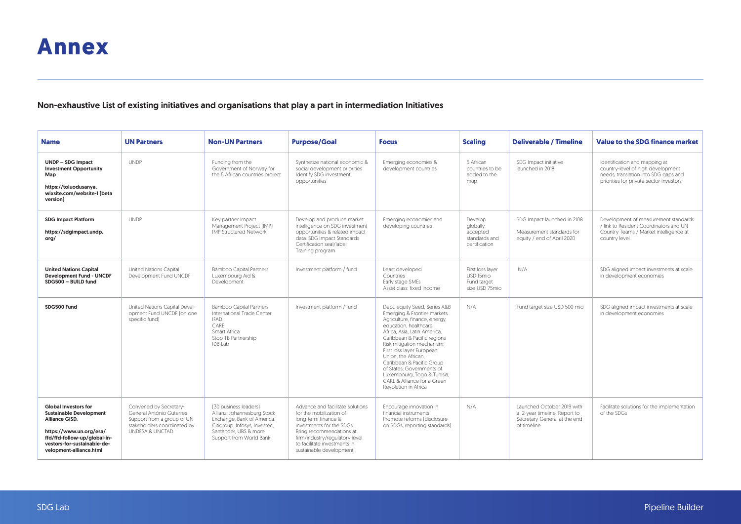# Annex

### Non-exhaustive List of existing initiatives and organisations that play a part in intermediation Initiatives

| Name | UN Partners | Non-UN Partners | Purpose/Goal | Focus | Scaling | Deliverable / Timeline | Value to the SDG finance market |
|---|---|---|---|---|---|---|---|
| **UNDP – SDG Impact Investment Opportunity Map**<br><br>**https://toluodusanya.wixsite.com/website-1 (beta version)** | UNDP | Funding from the Government of Norway for the 5 African countries project | Synthetize national economic & social development priorities Identify SDG investment opportunities | Emerging economies & development countries | 5 African countries to be added to the map | SDG Impact initiative launched in 2018 | Identification and mapping at country-level of high development needs; translation into SDG gaps and priorities for private sector investors |
| **SDG Impact Platform**<br><br>**https://sdgimpact.undp.org/** | UNDP | Key partner Impact Management Project (IMP) IMP Structured Network | Develop and produce market intelligence on SDG investment opportunities & related impact data. SDG Impact Standards Certification seal/label Training program | Emerging economies and developing countries | Develop globally accepted standards and certification | SDG Impact launched in 2108<br><br>Measurement standards for equity / end of April 2020 | Development of measurement standards / link to Resident Coordinators and UN Country Teams / Market intelligence at country level |
| **United Nations Capital Development Fund - UNCDF SDG500 – BUILD fund** | United Nations Capital Development Fund UNCDF | Bamboo Capital Partners Luxembourg Aid & Development | Investment platform / fund | Least developed Countries<br>Early stage SMEs<br>Asset class: fixed income | First loss layer USD 15mio<br>Fund target size USD 75mio | N/A | SDG aligned impact investments at scale in development economies |
| **SDG500 Fund** | United Nations Capital Development Fund UNCDF (on one specific fund) | Bamboo Capital Partners<br>International Trade Center<br>IFAD<br>CARE<br>Smart Africa<br>Stop TB Partnership<br>IDB Lab | Investment platform / fund | Debt, equity Seed, Series A&B<br>Emerging & Frontier markets<br>Agriculture, finance, energy, education, healthcare,<br>Africa, Asia, Latin America, Caribbean & Pacific regions<br>Risk mitigation mechanism: First loss layer European Union, the African, Caribbean & Pacific Group of States, Governments of Luxembourg, Togo & Tunisia, CARE & Alliance for a Green Revolution in Africa | N/A | Fund target size USD 500 mio | SDG aligned impact investments at scale in development economies |
| **Global Investors for Sustainable Development Alliance GISD.**<br><br>**https://www.un.org/esa/ffd/ffd-follow-up/global-investors-for-sustainable-development-alliance.html** | Convened by Secretary-General António Guterres<br>Support from a group of UN stakeholders coordinated by UNDESA & UNCTAD | (30 business leaders)<br>Allianz, Johannesburg Stock Exchange, Bank of America, Citigroup, Infosys, Investec, Santander, UBS & more<br>Support from World Bank | Advance and facilitate solutions for the mobilization of long-term finance & investments for the SDGs.<br>Bring recommendations at firm/industry/regulatory level to facilitate investments in sustainable development | Encourage innovation in financial instruments<br>Promote reforms (disclosure on SDGs, reporting standards) | N/A | Launched October 2019 with a 2-year timeline. Report to Secretary General at the end of timeline | Facilitate solutions for the implementation of the SDGs |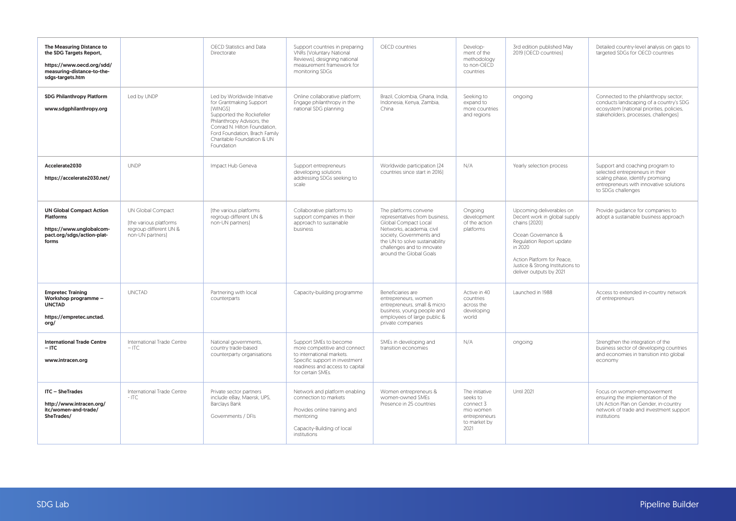| | | | | | | | |
|---|---|---|---|---|---|---|---|
| **The Measuring Distance to the SDG Targets Report,** **https://www.oecd.org/sdd/measuring-distance-to-the-sdgs-targets.htm** | | OECD Statistics and Data Directorate | Support countries in preparing VNRs (Voluntary National Reviews), designing national measurement framework for monitoring SDGs | OECD countries | Development of the methodology to non-OECD countries | 3rd edition published May 2019 (OECD countries) | Detailed country-level analysis on gaps to targeted SDGs for OECD countries |
| **SDG Philanthropy Platform** **www.sdgphilanthropy.org** | Led by UNDP | Led by Worldwide Initiative for Grantmaking Support (WINGS) Supported the Rockefeller Philanthropy Advisors, the Conrad N. Hilton Foundation, Ford Foundation, Brach Family Charitable Foundation & UN Foundation | Online collaborative platform; Engage philanthropy in the national SDG planning | Brazil, Colombia, Ghana, India, Indonesia, Kenya, Zambia, China | Seeking to expand to more countries and regions | ongoing | Connected to the philanthropy sector; conducts landscaping of a country's SDG ecosystem (national priorities, policies, stakeholders, processes, challenges) |
| **Accelerate2030** **https://accelerate2030.net/** | UNDP | Impact Hub Geneva | Support entrepreneurs developing solutions addressing SDGs seeking to scale | Worldwide participation (24 countries since start in 2016) | N/A | Yearly selection process | Support and coaching program to selected entrepreneurs in their scaling phase, identify promising entrepreneurs with innovative solutions to SDGs challenges |
| **UN Global Compact Action Platforms** **https://www.unglobalcompact.org/sdgs/action-platforms** | UN Global Compact (the various platforms regroup different UN & non-UN partners) | (the various platforms regroup different UN & non-UN partners) | Collaborative platforms to support companies in their approach to sustainable business | The platforms convene representatives from business, Global Compact Local Networks, academia, civil society, Governments and the UN to solve sustainability challenges and to innovate around the Global Goals | Ongoing development of the action platforms | Upcoming deliverables on Decent work in global supply chains (2020) Ocean Governance & Regulation Report update in 2020 Action Platform for Peace, Justice & Strong Institutions to deliver outputs by 2021 | Provide guidance for companies to adopt a sustainable business approach |
| **Empretec Training Workshop programme – UNCTAD** **https://empretec.unctad.org/** | UNCTAD | Partnering with local counterparts | Capacity-building programme | Beneficiaries are entrepreneurs, women entrepreneurs, small & micro business, young people and employees of large public & private companies | Active in 40 countries across the developing world | Launched in 1988 | Access to extended in-country network of entrepreneurs |
| **International Trade Centre – ITC** **www.intracen.org** | International Trade Centre – ITC | National governments, country trade-based counterparty organisations | Support SMEs to become more competitive and connect to international markets. Specific support in investment readiness and access to capital for certain SMEs. | SMEs in developing and transition economies | N/A | ongoing | Strengthen the integration of the business sector of developing countries and economies in transition into global economy |
| **ITC – SheTrades** **http://www.intracen.org/itc/women-and-trade/SheTrades/** | International Trade Centre - ITC | Private sector partners include eBay, Maersk, UPS, Barclays Bank Governments / DFIs | Network and platform enabling connection to markets Provides online training and mentoring Capacity-Building of local institutions | Women entrepreneurs & women-owned SMEs Presence in 25 countries | The initiative seeks to connect 3 mio women entrepreneurs to market by 2021 | Until 2021 | Focus on women-empowerment ensuring the implementation of the UN Action Plan on Gender, in-country network of trade and investment support institutions |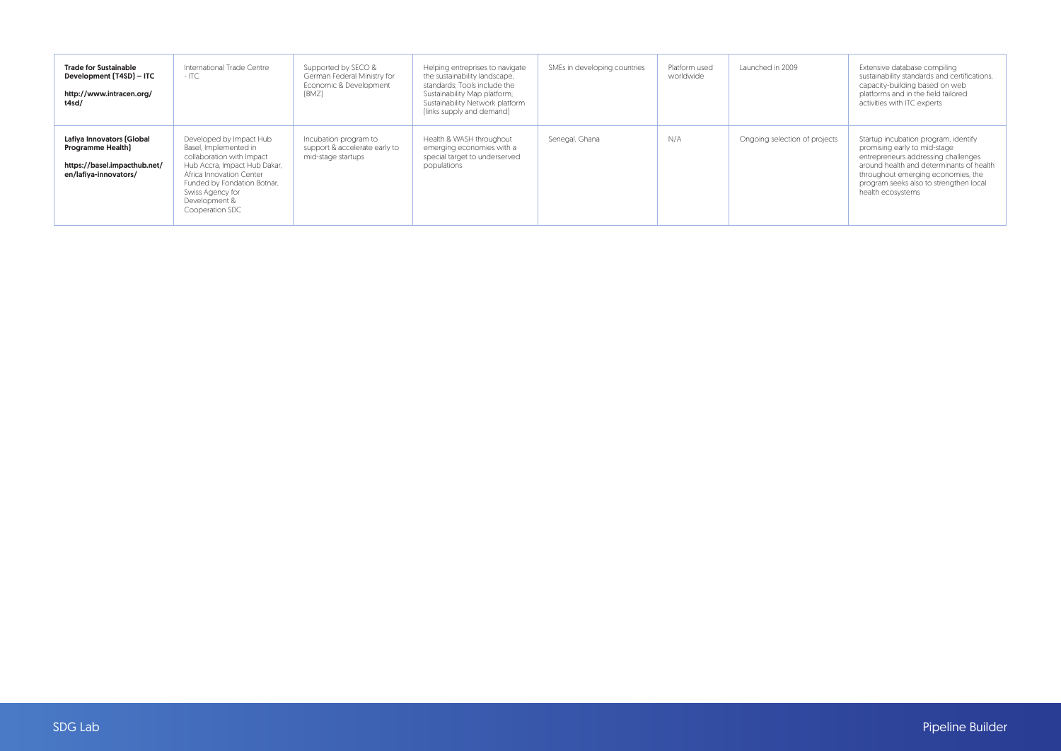| | | | | | | | |
|---|---|---|---|---|---|---|---|
| **Trade for Sustainable Development (T4SD) – ITC**<br><br>**http://www.intracen.org/t4sd/** | International Trade Centre - ITC | Supported by SECO & German Federal Ministry for Economic & Development (BMZ) | Helping entreprises to navigate the sustainability landscape, standards; Tools include the Sustainability Map platform; Sustainability Network platform (links supply and demand) | SMEs in developing countries | Platform used worldwide | Launched in 2009 | Extensive database compiling sustainability standards and certifications, capacity-building based on web platforms and in the field tailored activities with ITC experts |
| **Lafiya Innovators (Global Programme Health)**<br><br>**https://basel.impacthub.net/en/lafiya-innovators/** | Developed by Impact Hub Basel, Implemented in collaboration with Impact Hub Accra, Impact Hub Dakar, Africa Innovation Center Funded by Fondation Botnar, Swiss Agency for Development & Cooperation SDC | Incubation program to support & accelerate early to mid-stage startups | Health & WASH throughout emerging economies with a special target to underserved populations | Senegal, Ghana | N/A | Ongoing selection of projects | Startup incubation program, identify promising early to mid-stage entrepreneurs addressing challenges around health and determinants of health throughout emerging economies, the program seeks also to strengthen local health ecosystems |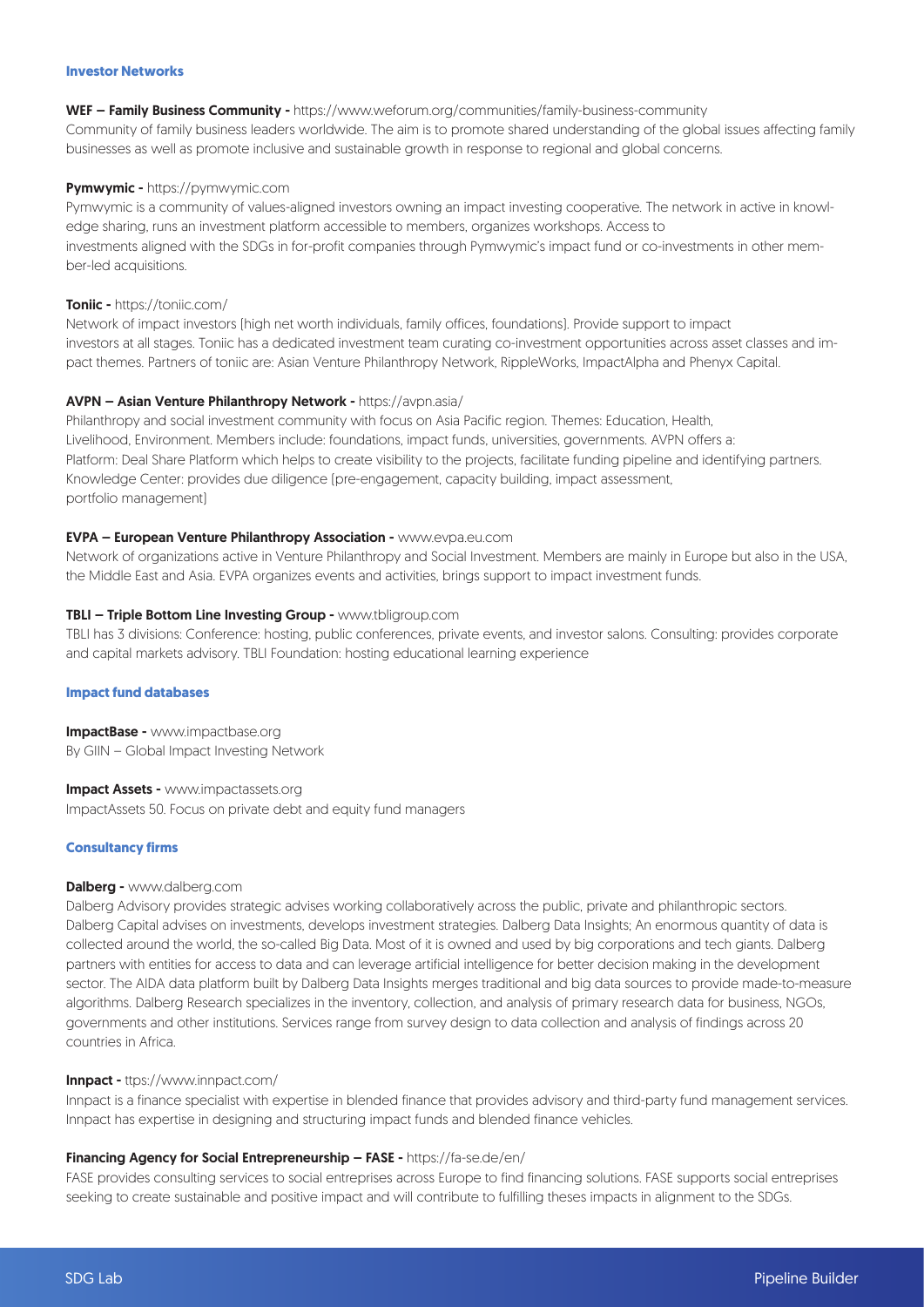### Investor Networks

**WEF – Family Business Community -** https://www.weforum.org/communities/family-business-community
Community of family business leaders worldwide. The aim is to promote shared understanding of the global issues affecting family businesses as well as promote inclusive and sustainable growth in response to regional and global concerns.

**Pymwymic -** https://pymwymic.com
Pymwymic is a community of values-aligned investors owning an impact investing cooperative. The network in active in knowledge sharing, runs an investment platform accessible to members, organizes workshops. Access to investments aligned with the SDGs in for-profit companies through Pymwymic's impact fund or co-investments in other member-led acquisitions.

**Toniic -** https://toniic.com/
Network of impact investors (high net worth individuals, family offices, foundations). Provide support to impact investors at all stages. Toniic has a dedicated investment team curating co-investment opportunities across asset classes and impact themes. Partners of toniic are: Asian Venture Philanthropy Network, RippleWorks, ImpactAlpha and Phenyx Capital.

**AVPN – Asian Venture Philanthropy Network -** https://avpn.asia/
Philanthropy and social investment community with focus on Asia Pacific region. Themes: Education, Health, Livelihood, Environment. Members include: foundations, impact funds, universities, governments. AVPN offers a:
Platform: Deal Share Platform which helps to create visibility to the projects, facilitate funding pipeline and identifying partners.
Knowledge Center: provides due diligence (pre-engagement, capacity building, impact assessment, portfolio management)

**EVPA – European Venture Philanthropy Association -** www.evpa.eu.com
Network of organizations active in Venture Philanthropy and Social Investment. Members are mainly in Europe but also in the USA, the Middle East and Asia. EVPA organizes events and activities, brings support to impact investment funds.

**TBLI – Triple Bottom Line Investing Group -** www.tbligroup.com
TBLI has 3 divisions: Conference: hosting, public conferences, private events, and investor salons. Consulting: provides corporate and capital markets advisory. TBLI Foundation: hosting educational learning experience

### Impact fund databases

**ImpactBase -** www.impactbase.org
By GIIN – Global Impact Investing Network

**Impact Assets -** www.impactassets.org
ImpactAssets 50. Focus on private debt and equity fund managers

### Consultancy firms

**Dalberg -** www.dalberg.com
Dalberg Advisory provides strategic advises working collaboratively across the public, private and philanthropic sectors. Dalberg Capital advises on investments, develops investment strategies. Dalberg Data Insights; An enormous quantity of data is collected around the world, the so-called Big Data. Most of it is owned and used by big corporations and tech giants. Dalberg partners with entities for access to data and can leverage artificial intelligence for better decision making in the development sector. The AIDA data platform built by Dalberg Data Insights merges traditional and big data sources to provide made-to-measure algorithms. Dalberg Research specializes in the inventory, collection, and analysis of primary research data for business, NGOs, governments and other institutions. Services range from survey design to data collection and analysis of findings across 20 countries in Africa.

**Innpact -** ttps://www.innpact.com/
Innpact is a finance specialist with expertise in blended finance that provides advisory and third-party fund management services. Innpact has expertise in designing and structuring impact funds and blended finance vehicles.

**Financing Agency for Social Entrepreneurship – FASE -** https://fa-se.de/en/
FASE provides consulting services to social entreprises across Europe to find financing solutions. FASE supports social entreprises seeking to create sustainable and positive impact and will contribute to fulfilling theses impacts in alignment to the SDGs.